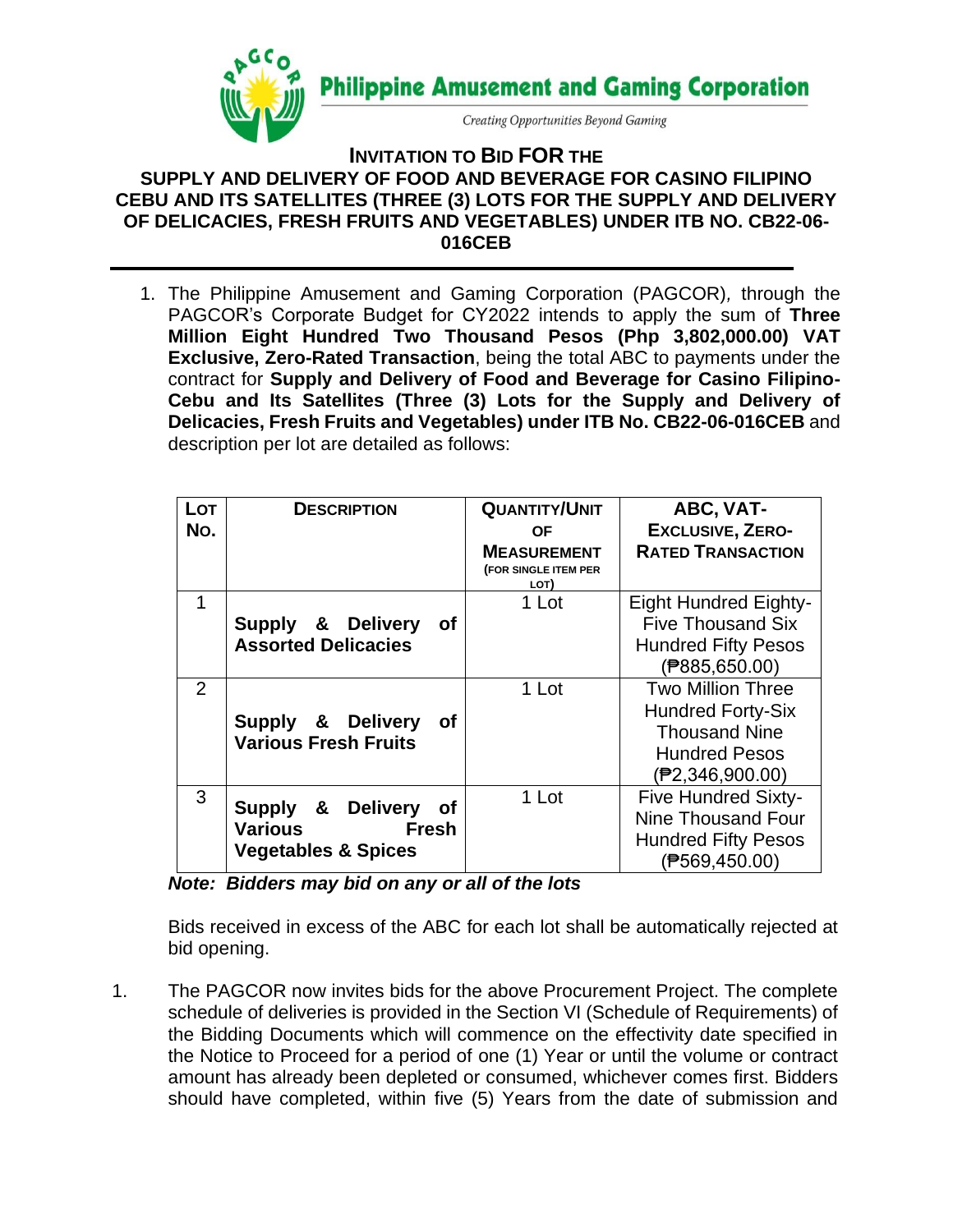**Philippine Amusement and Gaming Corporation**

*Creating Opportunities Beyond Gaming*

# INVITATION TO BID FOR THE SUPPLY AND DELIVERY OF FOOD AND BEVERAGE FOR CASINO FILIPINO CEBU AND ITS SATELLITES (THREE (3) LOTS FOR THE SUPPLY AND DELIVERY OF DELICACIES, FRESH FRUITS AND VEGETABLES) UNDER ITB NO. CB22-06-016CEB

1. The Philippine Amusement and Gaming Corporation (PAGCOR), through the PAGCOR's Corporate Budget for CY2022 intends to apply the sum of **Three Million Eight Hundred Two Thousand Pesos (Php 3,802,000.00) VAT Exclusive, Zero-Rated Transaction**, being the total ABC to payments under the contract for **Supply and Delivery of Food and Beverage for Casino Filipino-Cebu and Its Satellites (Three (3) Lots for the Supply and Delivery of Delicacies, Fresh Fruits and Vegetables) under ITB No. CB22-06-016CEB** and description per lot are detailed as follows:

| LOT NO. | DESCRIPTION | QUANTITY/UNIT OF MEASUREMENT (FOR SINGLE ITEM PER LOT) | ABC, VAT-EXCLUSIVE, ZERO-RATED TRANSACTION |
|---|---|---|---|
| 1 | **Supply & Delivery of Assorted Delicacies** | 1 Lot | Eight Hundred Eighty-Five Thousand Six Hundred Fifty Pesos (₱885,650.00) |
| 2 | **Supply & Delivery of Various Fresh Fruits** | 1 Lot | Two Million Three Hundred Forty-Six Thousand Nine Hundred Pesos (₱2,346,900.00) |
| 3 | **Supply & Delivery of Various Fresh Vegetables & Spices** | 1 Lot | Five Hundred Sixty-Nine Thousand Four Hundred Fifty Pesos (₱569,450.00) |

***Note: Bidders may bid on any or all of the lots***

Bids received in excess of the ABC for each lot shall be automatically rejected at bid opening.

1. The PAGCOR now invites bids for the above Procurement Project. The complete schedule of deliveries is provided in the Section VI (Schedule of Requirements) of the Bidding Documents which will commence on the effectivity date specified in the Notice to Proceed for a period of one (1) Year or until the volume or contract amount has already been depleted or consumed, whichever comes first. Bidders should have completed, within five (5) Years from the date of submission and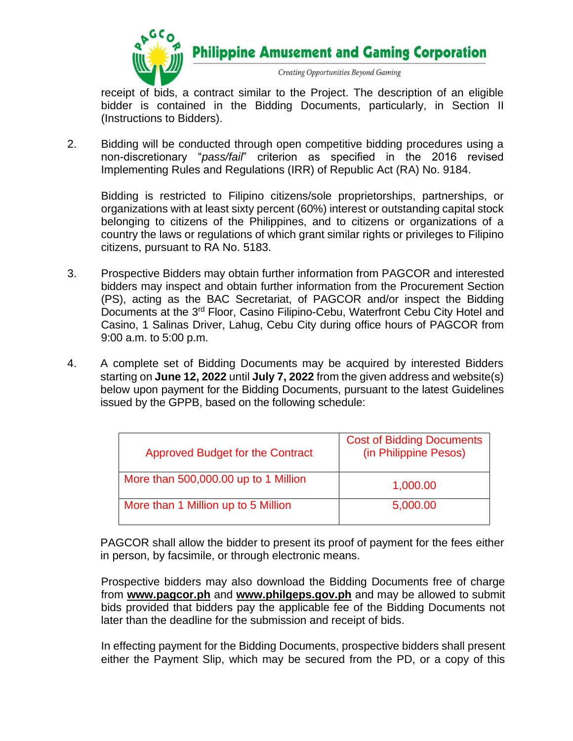receipt of bids, a contract similar to the Project. The description of an eligible bidder is contained in the Bidding Documents, particularly, in Section II (Instructions to Bidders).

2. Bidding will be conducted through open competitive bidding procedures using a non-discretionary "*pass/fail*" criterion as specified in the 2016 revised Implementing Rules and Regulations (IRR) of Republic Act (RA) No. 9184.

   Bidding is restricted to Filipino citizens/sole proprietorships, partnerships, or organizations with at least sixty percent (60%) interest or outstanding capital stock belonging to citizens of the Philippines, and to citizens or organizations of a country the laws or regulations of which grant similar rights or privileges to Filipino citizens, pursuant to RA No. 5183.

3. Prospective Bidders may obtain further information from PAGCOR and interested bidders may inspect and obtain further information from the Procurement Section (PS), acting as the BAC Secretariat, of PAGCOR and/or inspect the Bidding Documents at the 3rd Floor, Casino Filipino-Cebu, Waterfront Cebu City Hotel and Casino, 1 Salinas Driver, Lahug, Cebu City during office hours of PAGCOR from 9:00 a.m. to 5:00 p.m.

4. A complete set of Bidding Documents may be acquired by interested Bidders starting on **June 12, 2022** until **July 7, 2022** from the given address and website(s) below upon payment for the Bidding Documents, pursuant to the latest Guidelines issued by the GPPB, based on the following schedule:

| Approved Budget for the Contract | Cost of Bidding Documents (in Philippine Pesos) |
|---|---|
| More than 500,000.00 up to 1 Million | 1,000.00 |
| More than 1 Million up to 5 Million | 5,000.00 |

   PAGCOR shall allow the bidder to present its proof of payment for the fees either in person, by facsimile, or through electronic means.

   Prospective bidders may also download the Bidding Documents free of charge from **www.pagcor.ph** and **www.philgeps.gov.ph** and may be allowed to submit bids provided that bidders pay the applicable fee of the Bidding Documents not later than the deadline for the submission and receipt of bids.

   In effecting payment for the Bidding Documents, prospective bidders shall present either the Payment Slip, which may be secured from the PD, or a copy of this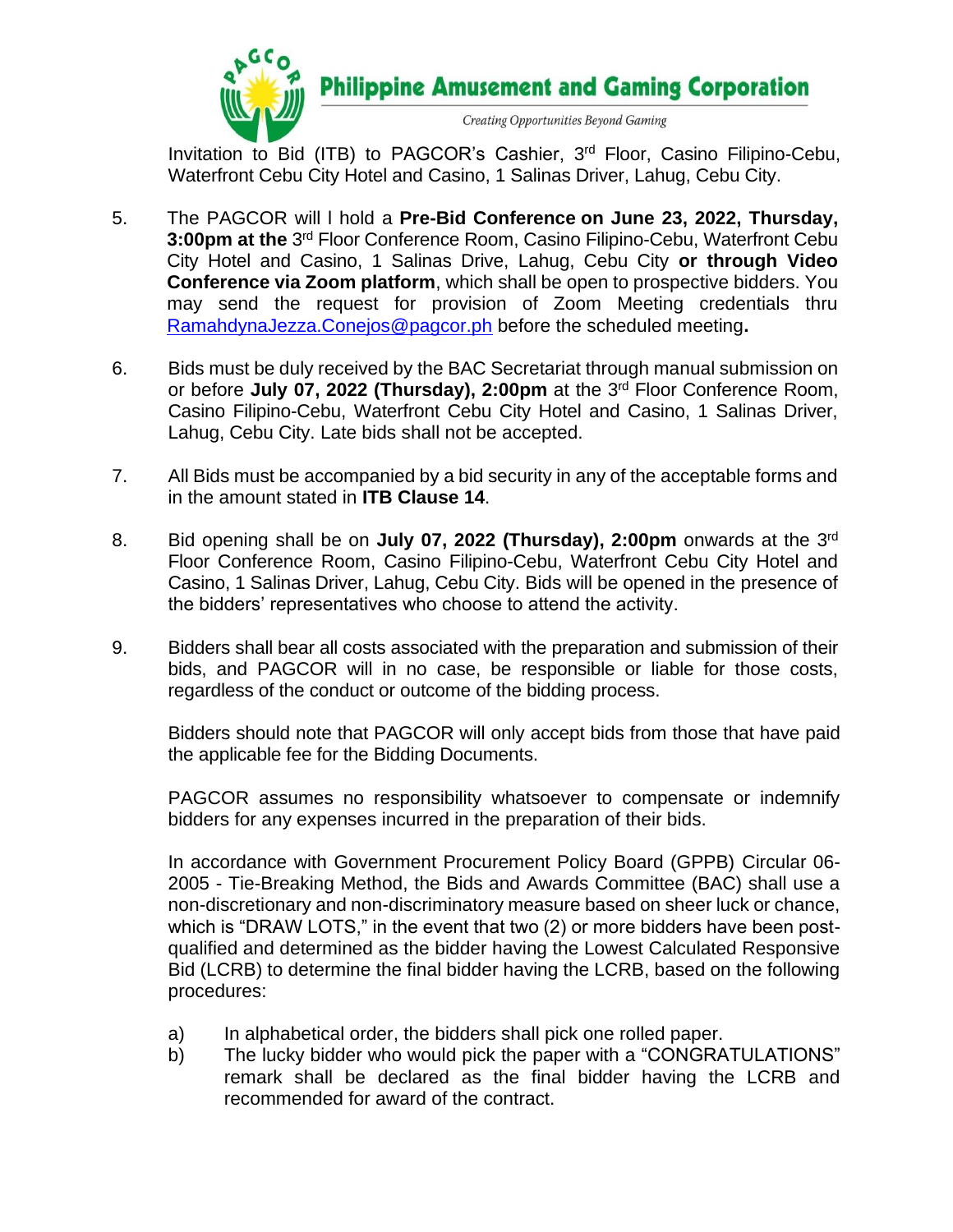Invitation to Bid (ITB) to PAGCOR's Cashier, 3rd Floor, Casino Filipino-Cebu, Waterfront Cebu City Hotel and Casino, 1 Salinas Driver, Lahug, Cebu City.

5. The PAGCOR will l hold a **Pre-Bid Conference on June 23, 2022, Thursday, 3:00pm at the** 3rd Floor Conference Room, Casino Filipino-Cebu, Waterfront Cebu City Hotel and Casino, 1 Salinas Drive, Lahug, Cebu City **or through Video Conference via Zoom platform**, which shall be open to prospective bidders. You may send the request for provision of Zoom Meeting credentials thru RamahdynaJezza.Conejos@pagcor.ph before the scheduled meeting**.**

6. Bids must be duly received by the BAC Secretariat through manual submission on or before **July 07, 2022 (Thursday), 2:00pm** at the 3rd Floor Conference Room, Casino Filipino-Cebu, Waterfront Cebu City Hotel and Casino, 1 Salinas Driver, Lahug, Cebu City. Late bids shall not be accepted.

7. All Bids must be accompanied by a bid security in any of the acceptable forms and in the amount stated in **ITB Clause 14**.

8. Bid opening shall be on **July 07, 2022 (Thursday), 2:00pm** onwards at the 3rd Floor Conference Room, Casino Filipino-Cebu, Waterfront Cebu City Hotel and Casino, 1 Salinas Driver, Lahug, Cebu City. Bids will be opened in the presence of the bidders' representatives who choose to attend the activity.

9. Bidders shall bear all costs associated with the preparation and submission of their bids, and PAGCOR will in no case, be responsible or liable for those costs, regardless of the conduct or outcome of the bidding process.

   Bidders should note that PAGCOR will only accept bids from those that have paid the applicable fee for the Bidding Documents.

   PAGCOR assumes no responsibility whatsoever to compensate or indemnify bidders for any expenses incurred in the preparation of their bids.

   In accordance with Government Procurement Policy Board (GPPB) Circular 06-2005 - Tie-Breaking Method, the Bids and Awards Committee (BAC) shall use a non-discretionary and non-discriminatory measure based on sheer luck or chance, which is "DRAW LOTS," in the event that two (2) or more bidders have been post-qualified and determined as the bidder having the Lowest Calculated Responsive Bid (LCRB) to determine the final bidder having the LCRB, based on the following procedures:

   a) In alphabetical order, the bidders shall pick one rolled paper.
   b) The lucky bidder who would pick the paper with a "CONGRATULATIONS" remark shall be declared as the final bidder having the LCRB and recommended for award of the contract.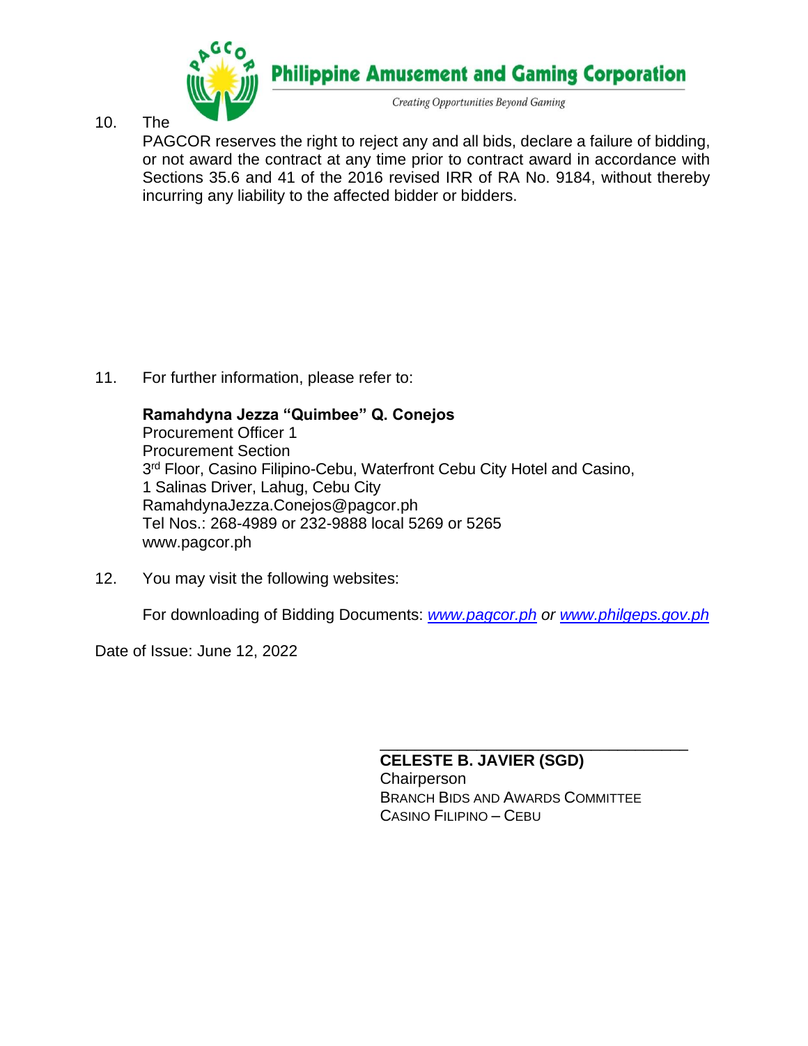10. The PAGCOR reserves the right to reject any and all bids, declare a failure of bidding, or not award the contract at any time prior to contract award in accordance with Sections 35.6 and 41 of the 2016 revised IRR of RA No. 9184, without thereby incurring any liability to the affected bidder or bidders.

11. For further information, please refer to:

    **Ramahdyna Jezza "Quimbee" Q. Conejos**
    Procurement Officer 1
    Procurement Section
    3rd Floor, Casino Filipino-Cebu, Waterfront Cebu City Hotel and Casino,
    1 Salinas Driver, Lahug, Cebu City
    RamahdynaJezza.Conejos@pagcor.ph
    Tel Nos.: 268-4989 or 232-9888 local 5269 or 5265
    www.pagcor.ph

12. You may visit the following websites:

    For downloading of Bidding Documents: *www.pagcor.ph or www.philgeps.gov.ph*

Date of Issue: June 12, 2022

**CELESTE B. JAVIER (SGD)**
Chairperson
BRANCH BIDS AND AWARDS COMMITTEE
CASINO FILIPINO – CEBU